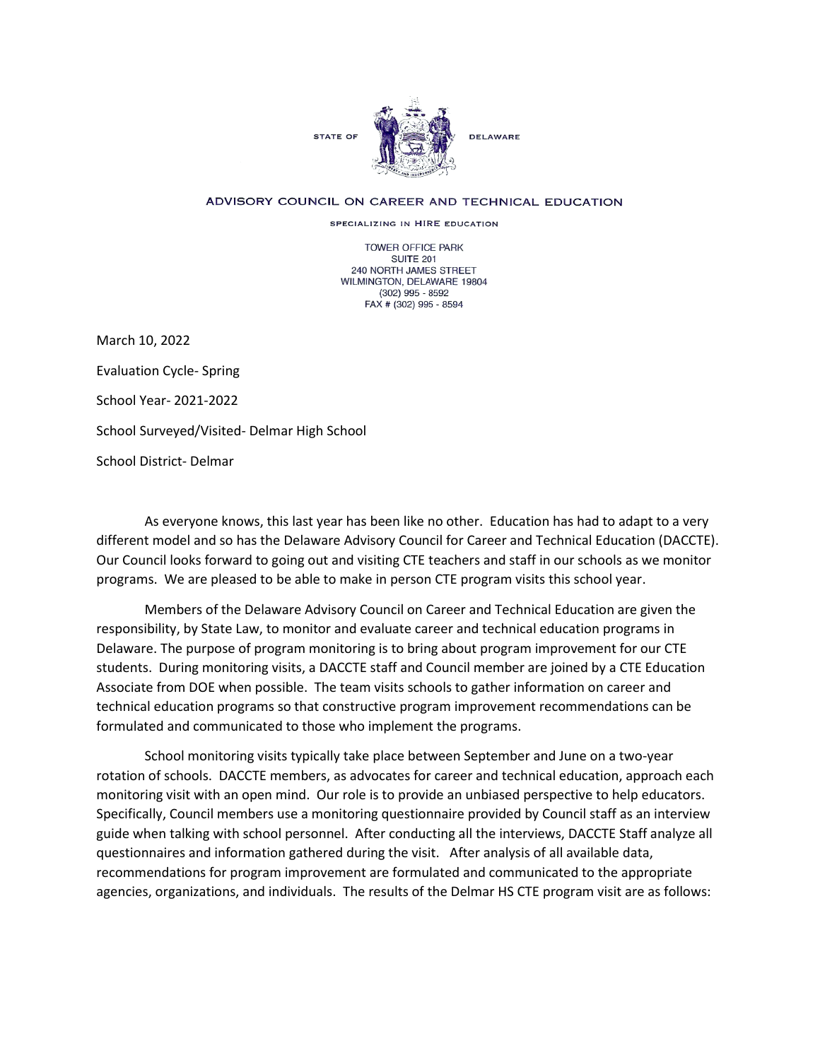STATE OF DELAWARE

ADVISORY COUNCIL ON CAREER AND TECHNICAL EDUCATION

SPECIALIZING IN HIRE EDUCATION

TOWER OFFICE PARK
SUITE 201
240 NORTH JAMES STREET
WILMINGTON, DELAWARE 19804
(302) 995 - 8592
FAX # (302) 995 - 8594

March 10, 2022

Evaluation Cycle- Spring

School Year- 2021-2022

School Surveyed/Visited- Delmar High School

School District- Delmar

As everyone knows, this last year has been like no other. Education has had to adapt to a very different model and so has the Delaware Advisory Council for Career and Technical Education (DACCTE). Our Council looks forward to going out and visiting CTE teachers and staff in our schools as we monitor programs. We are pleased to be able to make in person CTE program visits this school year.

Members of the Delaware Advisory Council on Career and Technical Education are given the responsibility, by State Law, to monitor and evaluate career and technical education programs in Delaware. The purpose of program monitoring is to bring about program improvement for our CTE students. During monitoring visits, a DACCTE staff and Council member are joined by a CTE Education Associate from DOE when possible. The team visits schools to gather information on career and technical education programs so that constructive program improvement recommendations can be formulated and communicated to those who implement the programs.

School monitoring visits typically take place between September and June on a two-year rotation of schools. DACCTE members, as advocates for career and technical education, approach each monitoring visit with an open mind. Our role is to provide an unbiased perspective to help educators. Specifically, Council members use a monitoring questionnaire provided by Council staff as an interview guide when talking with school personnel. After conducting all the interviews, DACCTE Staff analyze all questionnaires and information gathered during the visit. After analysis of all available data, recommendations for program improvement are formulated and communicated to the appropriate agencies, organizations, and individuals. The results of the Delmar HS CTE program visit are as follows: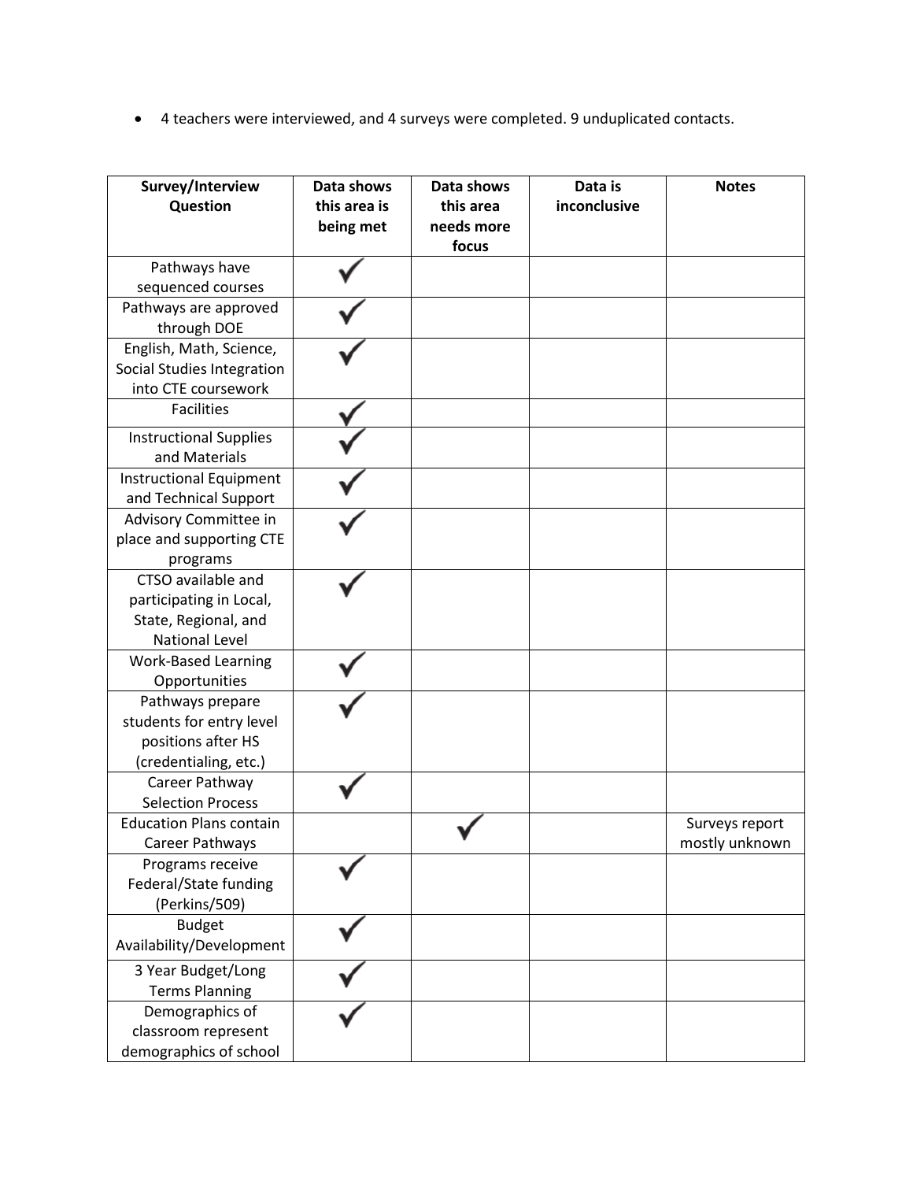- 4 teachers were interviewed, and 4 surveys were completed. 9 unduplicated contacts.

| Survey/Interview Question | Data shows this area is being met | Data shows this area needs more focus | Data is inconclusive | Notes |
|---|---|---|---|---|
| Pathways have sequenced courses | ✓ | | | |
| Pathways are approved through DOE | ✓ | | | |
| English, Math, Science, Social Studies Integration into CTE coursework | ✓ | | | |
| Facilities | ✓ | | | |
| Instructional Supplies and Materials | ✓ | | | |
| Instructional Equipment and Technical Support | ✓ | | | |
| Advisory Committee in place and supporting CTE programs | ✓ | | | |
| CTSO available and participating in Local, State, Regional, and National Level | ✓ | | | |
| Work-Based Learning Opportunities | ✓ | | | |
| Pathways prepare students for entry level positions after HS (credentialing, etc.) | ✓ | | | |
| Career Pathway Selection Process | ✓ | | | |
| Education Plans contain Career Pathways | | ✓ | | Surveys report mostly unknown |
| Programs receive Federal/State funding (Perkins/509) | ✓ | | | |
| Budget Availability/Development | ✓ | | | |
| 3 Year Budget/Long Terms Planning | ✓ | | | |
| Demographics of classroom represent demographics of school | ✓ | | | |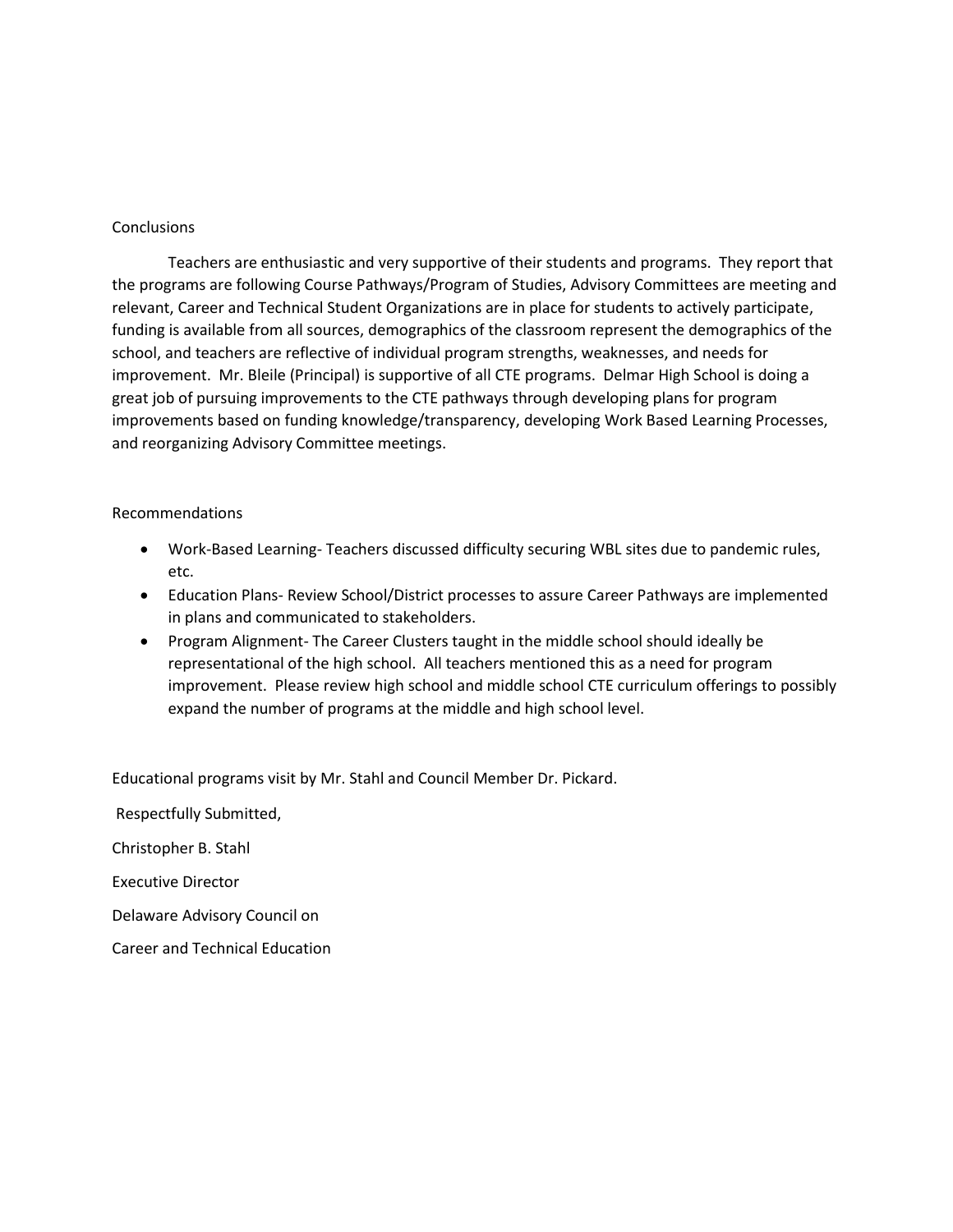## Conclusions

Teachers are enthusiastic and very supportive of their students and programs. They report that the programs are following Course Pathways/Program of Studies, Advisory Committees are meeting and relevant, Career and Technical Student Organizations are in place for students to actively participate, funding is available from all sources, demographics of the classroom represent the demographics of the school, and teachers are reflective of individual program strengths, weaknesses, and needs for improvement. Mr. Bleile (Principal) is supportive of all CTE programs. Delmar High School is doing a great job of pursuing improvements to the CTE pathways through developing plans for program improvements based on funding knowledge/transparency, developing Work Based Learning Processes, and reorganizing Advisory Committee meetings.

## Recommendations

- Work-Based Learning- Teachers discussed difficulty securing WBL sites due to pandemic rules, etc.
- Education Plans- Review School/District processes to assure Career Pathways are implemented in plans and communicated to stakeholders.
- Program Alignment- The Career Clusters taught in the middle school should ideally be representational of the high school. All teachers mentioned this as a need for program improvement. Please review high school and middle school CTE curriculum offerings to possibly expand the number of programs at the middle and high school level.

Educational programs visit by Mr. Stahl and Council Member Dr. Pickard.

Respectfully Submitted,

Christopher B. Stahl

Executive Director

Delaware Advisory Council on

Career and Technical Education